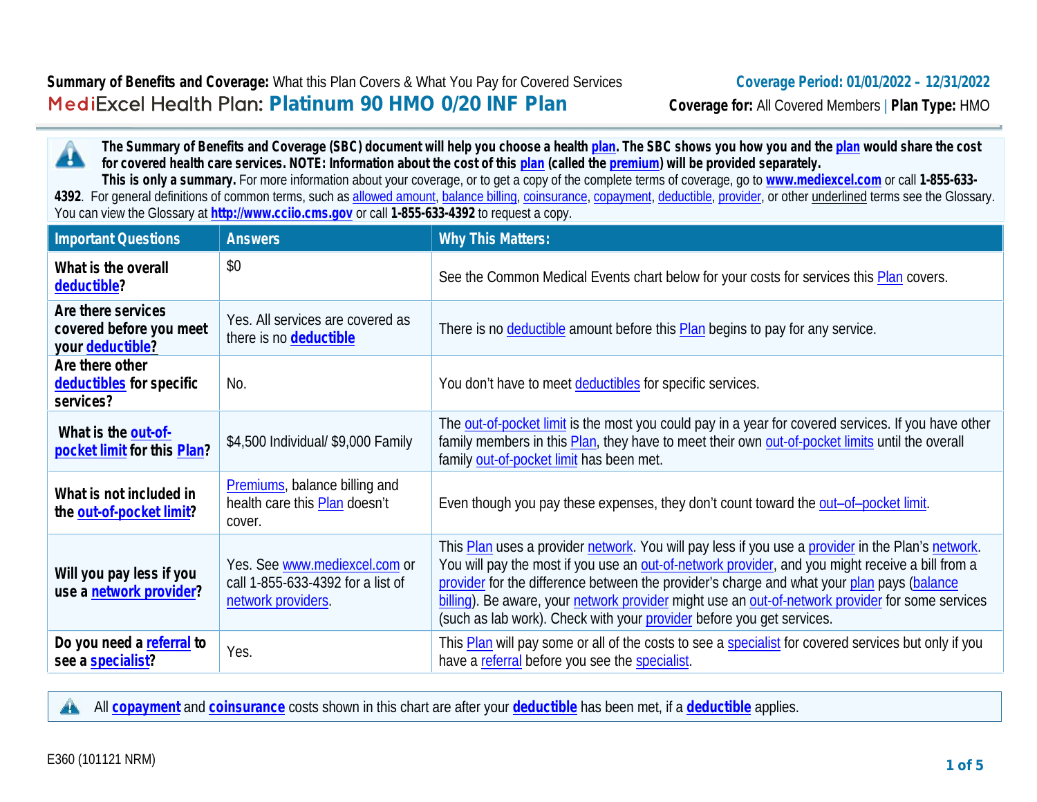**Summary of Benefits and Coverage:** What this Plan Covers & What You Pay for Covered Services
**Coverage Period: 01/01/2022 – 12/31/2022**

# MediExcel Health Plan: Platinum 90 HMO 0/20 INF Plan

**Coverage for:** All Covered Members | **Plan Type:** HMO

**The Summary of Benefits and Coverage (SBC) document will help you choose a health plan. The SBC shows you how you and the plan would share the cost for covered health care services. NOTE: Information about the cost of this plan (called the premium) will be provided separately.**
**This is only a summary.** For more information about your coverage, or to get a copy of the complete terms of coverage, go to **www.mediexcel.com** or call **1-855-633-4392**. For general definitions of common terms, such as allowed amount, balance billing, coinsurance, copayment, deductible, provider, or other underlined terms see the Glossary. You can view the Glossary at **http://www.cciio.cms.gov** or call **1-855-633-4392** to request a copy.

| Important Questions | Answers | Why This Matters: |
|---|---|---|
| **What is the overall deductible?** | $0 | See the Common Medical Events chart below for your costs for services this Plan covers. |
| **Are there services covered before you meet your deductible?** | Yes. All services are covered as there is no **deductible** | There is no deductible amount before this Plan begins to pay for any service. |
| **Are there other deductibles for specific services?** | No. | You don't have to meet deductibles for specific services. |
| **What is the out-of-pocket limit for this Plan?** | $4,500 Individual/ $9,000 Family | The out-of-pocket limit is the most you could pay in a year for covered services. If you have other family members in this Plan, they have to meet their own out-of-pocket limits until the overall family out-of-pocket limit has been met. |
| **What is not included in the out-of-pocket limit?** | Premiums, balance billing and health care this Plan doesn't cover. | Even though you pay these expenses, they don't count toward the out–of–pocket limit. |
| **Will you pay less if you use a network provider?** | Yes. See www.mediexcel.com or call 1-855-633-4392 for a list of network providers. | This Plan uses a provider network. You will pay less if you use a provider in the Plan's network. You will pay the most if you use an out-of-network provider, and you might receive a bill from a provider for the difference between the provider's charge and what your plan pays (balance billing). Be aware, your network provider might use an out-of-network provider for some services (such as lab work). Check with your provider before you get services. |
| **Do you need a referral to see a specialist?** | Yes. | This Plan will pay some or all of the costs to see a specialist for covered services but only if you have a referral before you see the specialist. |

All **copayment** and **coinsurance** costs shown in this chart are after your **deductible** has been met, if a **deductible** applies.

E360 (101121 NRM)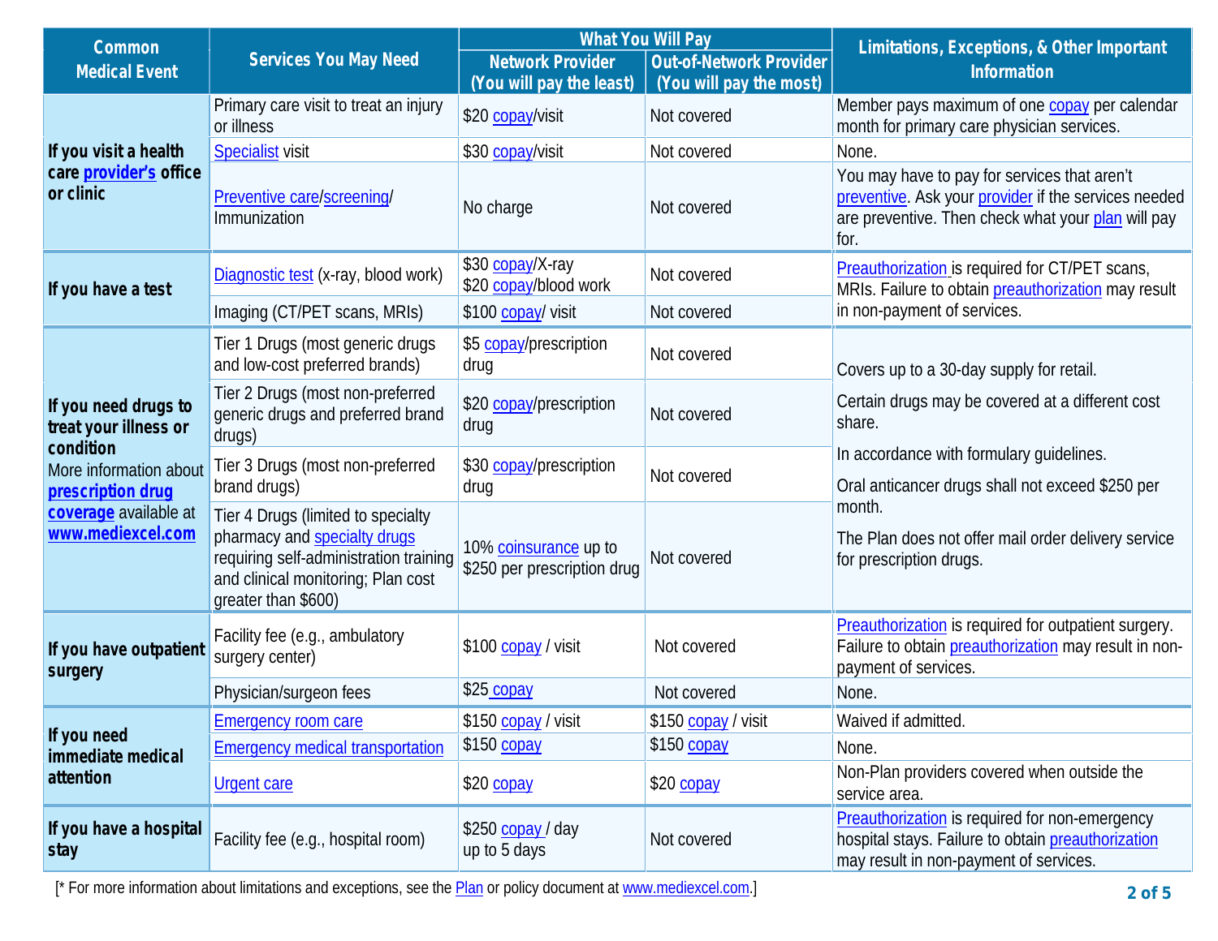| Common Medical Event | Services You May Need | What You Will Pay | | Limitations, Exceptions, & Other Important Information |
|---|---|---|---|---|
| | | Network Provider (You will pay the least) | Out-of-Network Provider (You will pay the most) | |
| If you visit a health care provider's office or clinic | Primary care visit to treat an injury or illness | $20 copay/visit | Not covered | Member pays maximum of one copay per calendar month for primary care physician services. |
| | Specialist visit | $30 copay/visit | Not covered | None. |
| | Preventive care/screening/ Immunization | No charge | Not covered | You may have to pay for services that aren't preventive. Ask your provider if the services needed are preventive. Then check what your plan will pay for. |
| If you have a test | Diagnostic test (x-ray, blood work) | $30 copay/X-ray<br>$20 copay/blood work | Not covered | Preauthorization is required for CT/PET scans, MRIs. Failure to obtain preauthorization may result in non-payment of services. |
| | Imaging (CT/PET scans, MRIs) | $100 copay/ visit | Not covered | |
| If you need drugs to treat your illness or condition<br>More information about **prescription drug coverage** available at **www.mediexcel.com** | Tier 1 Drugs (most generic drugs and low-cost preferred brands) | $5 copay/prescription drug | Not covered | Covers up to a 30-day supply for retail.<br>Certain drugs may be covered at a different cost share.<br>In accordance with formulary guidelines.<br>Oral anticancer drugs shall not exceed $250 per month.<br>The Plan does not offer mail order delivery service for prescription drugs. |
| | Tier 2 Drugs (most non-preferred generic drugs and preferred brand drugs) | $20 copay/prescription drug | Not covered | |
| | Tier 3 Drugs (most non-preferred brand drugs) | $30 copay/prescription drug | Not covered | |
| | Tier 4 Drugs (limited to specialty pharmacy and specialty drugs requiring self-administration training and clinical monitoring; Plan cost greater than $600) | 10% coinsurance up to $250 per prescription drug | Not covered | |
| If you have outpatient surgery | Facility fee (e.g., ambulatory surgery center) | $100 copay / visit | Not covered | Preauthorization is required for outpatient surgery. Failure to obtain preauthorization may result in non-payment of services. |
| | Physician/surgeon fees | $25 copay | Not covered | None. |
| If you need immediate medical attention | Emergency room care | $150 copay / visit | $150 copay / visit | Waived if admitted. |
| | Emergency medical transportation | $150 copay | $150 copay | None. |
| | Urgent care | $20 copay | $20 copay | Non-Plan providers covered when outside the service area. |
| If you have a hospital stay | Facility fee (e.g., hospital room) | $250 copay / day up to 5 days | Not covered | Preauthorization is required for non-emergency hospital stays. Failure to obtain preauthorization may result in non-payment of services. |

[* For more information about limitations and exceptions, see the Plan or policy document at www.mediexcel.com.]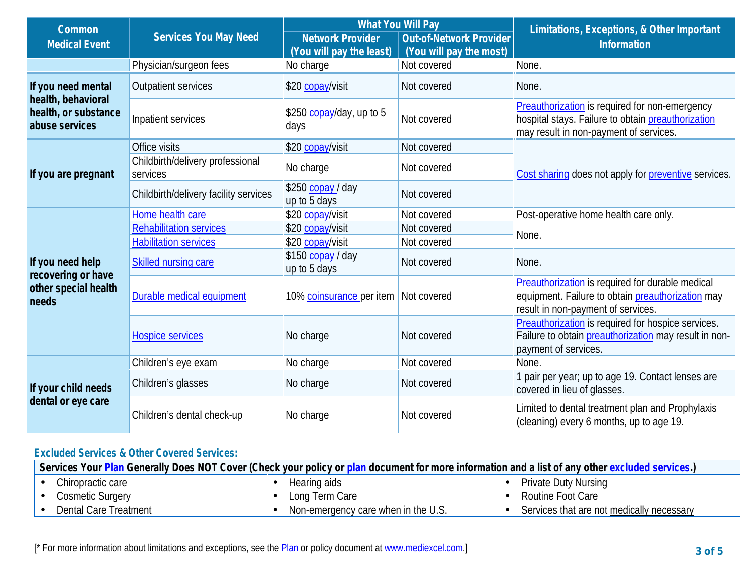| Common Medical Event | Services You May Need | What You Will Pay | | Limitations, Exceptions, & Other Important Information |
|---|---|---|---|---|
| | | Network Provider (You will pay the least) | Out-of-Network Provider (You will pay the most) | |
| | Physician/surgeon fees | No charge | Not covered | None. |
| If you need mental health, behavioral health, or substance abuse services | Outpatient services | $20 copay/visit | Not covered | None. |
| | Inpatient services | $250 copay/day, up to 5 days | Not covered | Preauthorization is required for non-emergency hospital stays. Failure to obtain preauthorization may result in non-payment of services. |
| If you are pregnant | Office visits | $20 copay/visit | Not covered | Cost sharing does not apply for preventive services. |
| | Childbirth/delivery professional services | No charge | Not covered | |
| | Childbirth/delivery facility services | $250 copay / day up to 5 days | Not covered | |
| If you need help recovering or have other special health needs | Home health care | $20 copay/visit | Not covered | Post-operative home health care only. |
| | Rehabilitation services | $20 copay/visit | Not covered | None. |
| | Habilitation services | $20 copay/visit | Not covered | |
| | Skilled nursing care | $150 copay / day up to 5 days | Not covered | None. |
| | Durable medical equipment | 10% coinsurance per item | Not covered | Preauthorization is required for durable medical equipment. Failure to obtain preauthorization may result in non-payment of services. |
| | Hospice services | No charge | Not covered | Preauthorization is required for hospice services. Failure to obtain preauthorization may result in non-payment of services. |
| If your child needs dental or eye care | Children's eye exam | No charge | Not covered | None. |
| | Children's glasses | No charge | Not covered | 1 pair per year; up to age 19. Contact lenses are covered in lieu of glasses. |
| | Children's dental check-up | No charge | Not covered | Limited to dental treatment plan and Prophylaxis (cleaning) every 6 months, up to age 19. |

## Excluded Services & Other Covered Services:

**Services Your Plan Generally Does NOT Cover (Check your policy or plan document for more information and a list of any other excluded services.)**

- Chiropractic care
- Cosmetic Surgery
- Dental Care Treatment
- Hearing aids
- Long Term Care
- Non-emergency care when in the U.S.
- Private Duty Nursing
- Routine Foot Care
- Services that are not medically necessary

[* For more information about limitations and exceptions, see the Plan or policy document at www.mediexcel.com.]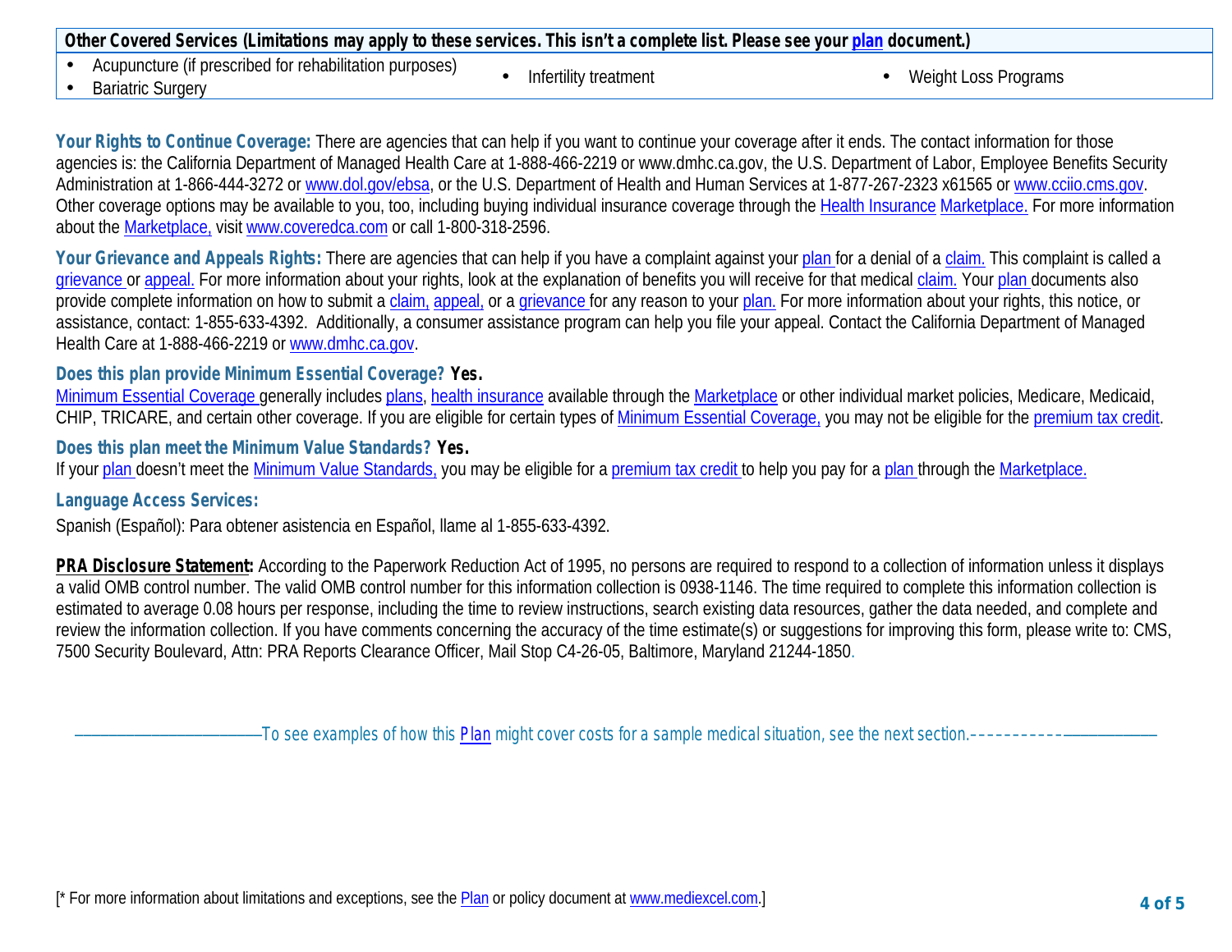| Other Covered Services (Limitations may apply to these services. This isn't a complete list. Please see your plan document.) | | |
|---|---|---|
| • Acupuncture (if prescribed for rehabilitation purposes)<br>• Bariatric Surgery | • Infertility treatment | • Weight Loss Programs |

**Your Rights to Continue Coverage:** There are agencies that can help if you want to continue your coverage after it ends. The contact information for those agencies is: the California Department of Managed Health Care at 1-888-466-2219 or www.dmhc.ca.gov, the U.S. Department of Labor, Employee Benefits Security Administration at 1-866-444-3272 or www.dol.gov/ebsa, or the U.S. Department of Health and Human Services at 1-877-267-2323 x61565 or www.cciio.cms.gov. Other coverage options may be available to you, too, including buying individual insurance coverage through the Health Insurance Marketplace. For more information about the Marketplace, visit www.coveredca.com or call 1-800-318-2596.

**Your Grievance and Appeals Rights:** There are agencies that can help if you have a complaint against your plan for a denial of a claim. This complaint is called a grievance or appeal. For more information about your rights, look at the explanation of benefits you will receive for that medical claim. Your plan documents also provide complete information on how to submit a claim, appeal, or a grievance for any reason to your plan. For more information about your rights, this notice, or assistance, contact: 1-855-633-4392. Additionally, a consumer assistance program can help you file your appeal. Contact the California Department of Managed Health Care at 1-888-466-2219 or www.dmhc.ca.gov.

**Does this plan provide Minimum Essential Coverage? Yes.**

Minimum Essential Coverage generally includes plans, health insurance available through the Marketplace or other individual market policies, Medicare, Medicaid, CHIP, TRICARE, and certain other coverage. If you are eligible for certain types of Minimum Essential Coverage, you may not be eligible for the premium tax credit.

**Does this plan meet the Minimum Value Standards? Yes.**

If your plan doesn't meet the Minimum Value Standards, you may be eligible for a premium tax credit to help you pay for a plan through the Marketplace.

**Language Access Services:**

Spanish (Español): Para obtener asistencia en Español, llame al 1-855-633-4392.

**PRA Disclosure Statement:** According to the Paperwork Reduction Act of 1995, no persons are required to respond to a collection of information unless it displays a valid OMB control number. The valid OMB control number for this information collection is 0938-1146. The time required to complete this information collection is estimated to average 0.08 hours per response, including the time to review instructions, search existing data resources, gather the data needed, and complete and review the information collection. If you have comments concerning the accuracy of the time estimate(s) or suggestions for improving this form, please write to: CMS, 7500 Security Boulevard, Attn: PRA Reports Clearance Officer, Mail Stop C4-26-05, Baltimore, Maryland 21244-1850.

*To see examples of how this Plan might cover costs for a sample medical situation, see the next section.*

[* For more information about limitations and exceptions, see the Plan or policy document at www.mediexcel.com.]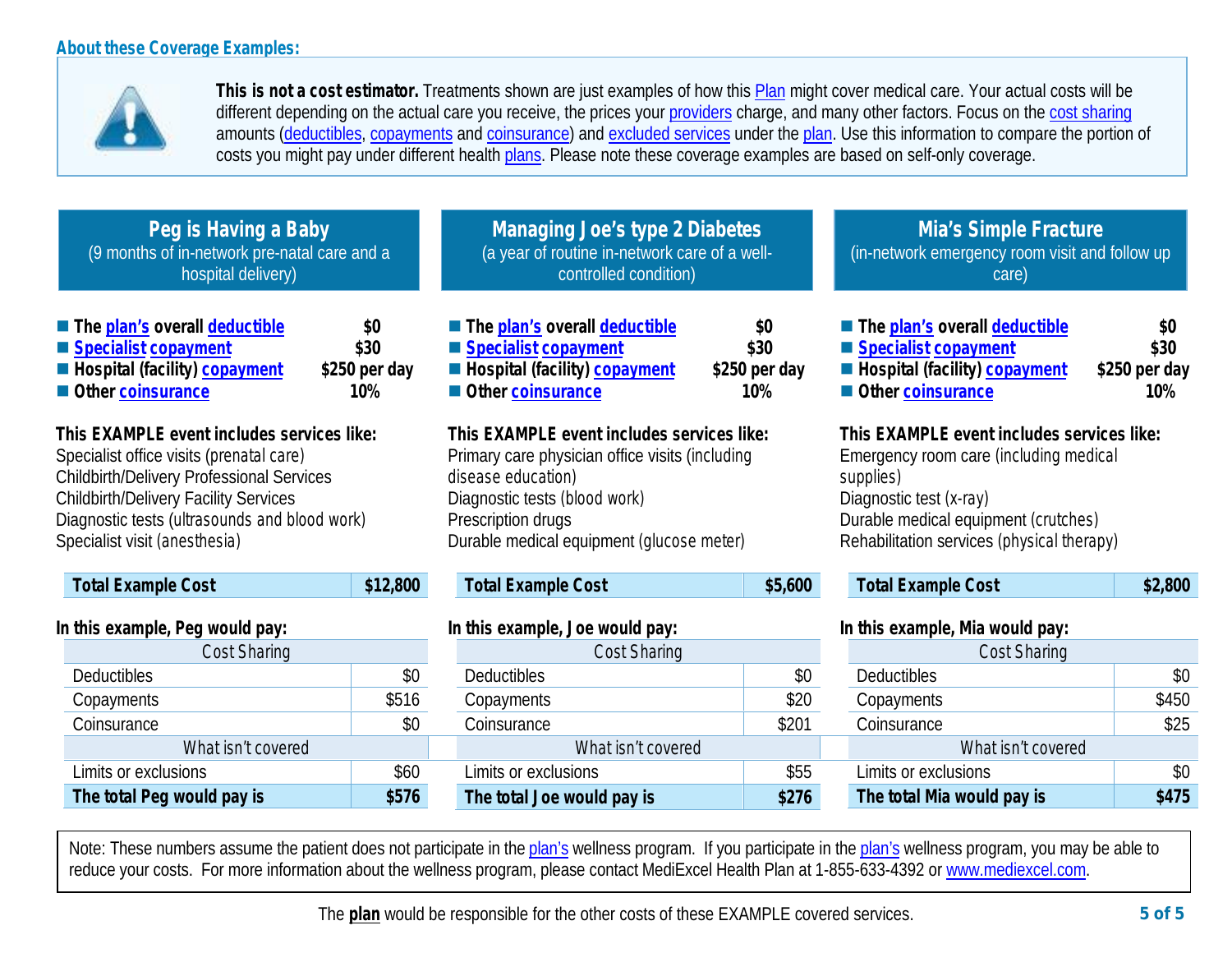## About these Coverage Examples:

**This is not a cost estimator.** Treatments shown are just examples of how this Plan might cover medical care. Your actual costs will be different depending on the actual care you receive, the prices your providers charge, and many other factors. Focus on the cost sharing amounts (deductibles, copayments and coinsurance) and excluded services under the plan. Use this information to compare the portion of costs you might pay under different health plans. Please note these coverage examples are based on self-only coverage.

### Peg is Having a Baby
(9 months of in-network pre-natal care and a hospital delivery)

- **The plan's overall deductible** **$0**
- **Specialist copayment** **$30**
- **Hospital (facility) copayment** **$250 per day**
- **Other coinsurance** **10%**

**This EXAMPLE event includes services like:**
Specialist office visits (prenatal care)
Childbirth/Delivery Professional Services
Childbirth/Delivery Facility Services
Diagnostic tests (ultrasounds and blood work)
Specialist visit (anesthesia)

| **Total Example Cost** | **$12,800** |
|---|---|

**In this example, Peg would pay:**

| Cost Sharing | |
|---|---|
| Deductibles | $0 |
| Copayments | $516 |
| Coinsurance | $0 |
| **What isn't covered** | |
| Limits or exclusions | $60 |
| **The total Peg would pay is** | **$576** |

### Managing Joe's type 2 Diabetes
(a year of routine in-network care of a well-controlled condition)

- **The plan's overall deductible** **$0**
- **Specialist copayment** **$30**
- **Hospital (facility) copayment** **$250 per day**
- **Other coinsurance** **10%**

**This EXAMPLE event includes services like:**
Primary care physician office visits (including disease education)
Diagnostic tests (blood work)
Prescription drugs
Durable medical equipment (glucose meter)

| **Total Example Cost** | **$5,600** |
|---|---|

**In this example, Joe would pay:**

| Cost Sharing | |
|---|---|
| Deductibles | $0 |
| Copayments | $20 |
| Coinsurance | $201 |
| **What isn't covered** | |
| Limits or exclusions | $55 |
| **The total Joe would pay is** | **$276** |

### Mia's Simple Fracture
(in-network emergency room visit and follow up care)

- **The plan's overall deductible** **$0**
- **Specialist copayment** **$30**
- **Hospital (facility) copayment** **$250 per day**
- **Other coinsurance** **10%**

**This EXAMPLE event includes services like:**
Emergency room care (including medical supplies)
Diagnostic test (x-ray)
Durable medical equipment (crutches)
Rehabilitation services (physical therapy)

| **Total Example Cost** | **$2,800** |
|---|---|

**In this example, Mia would pay:**

| Cost Sharing | |
|---|---|
| Deductibles | $0 |
| Copayments | $450 |
| Coinsurance | $25 |
| **What isn't covered** | |
| Limits or exclusions | $0 |
| **The total Mia would pay is** | **$475** |

Note: These numbers assume the patient does not participate in the plan's wellness program. If you participate in the plan's wellness program, you may be able to reduce your costs. For more information about the wellness program, please contact MediExcel Health Plan at 1-855-633-4392 or www.mediexcel.com.

The **plan** would be responsible for the other costs of these EXAMPLE covered services.